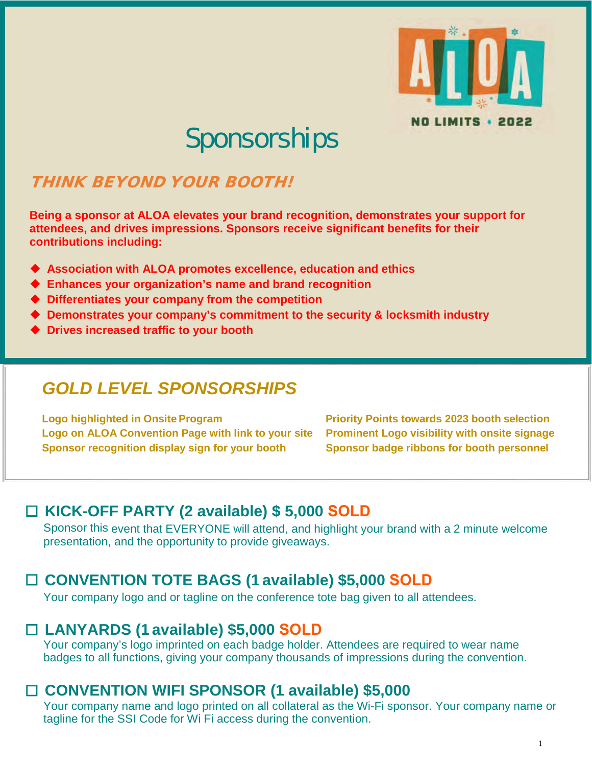ALOA

NO LIMITS • 2022

# Sponsorships

## *THINK BEYOND YOUR BOOTH!*

**Being a sponsor at ALOA elevates your brand recognition, demonstrates your support for attendees, and drives impressions. Sponsors receive significant benefits for their contributions including:**

- **Association with ALOA promotes excellence, education and ethics**
- **Enhances your organization's name and brand recognition**
- **Differentiates your company from the competition**
- **Demonstrates your company's commitment to the security & locksmith industry**
- **Drives increased traffic to your booth**

## *GOLD LEVEL SPONSORSHIPS*

**Logo highlighted in Onsite Program**
**Logo on ALOA Convention Page with link to your site**
**Sponsor recognition display sign for your booth**
**Priority Points towards 2023 booth selection**
**Prominent Logo visibility with onsite signage**
**Sponsor badge ribbons for booth personnel**

### ☐ KICK-OFF PARTY (2 available) $ 5,000 SOLD

Sponsor this event that EVERYONE will attend, and highlight your brand with a 2 minute welcome presentation, and the opportunity to provide giveaways.

### ☐ CONVENTION TOTE BAGS (1 available) $5,000 SOLD

Your company logo and or tagline on the conference tote bag given to all attendees.

### ☐ LANYARDS (1 available) $5,000 SOLD

Your company's logo imprinted on each badge holder. Attendees are required to wear name badges to all functions, giving your company thousands of impressions during the convention.

### ☐ CONVENTION WIFI SPONSOR (1 available) $5,000

Your company name and logo printed on all collateral as the Wi-Fi sponsor. Your company name or tagline for the SSI Code for Wi Fi access during the convention.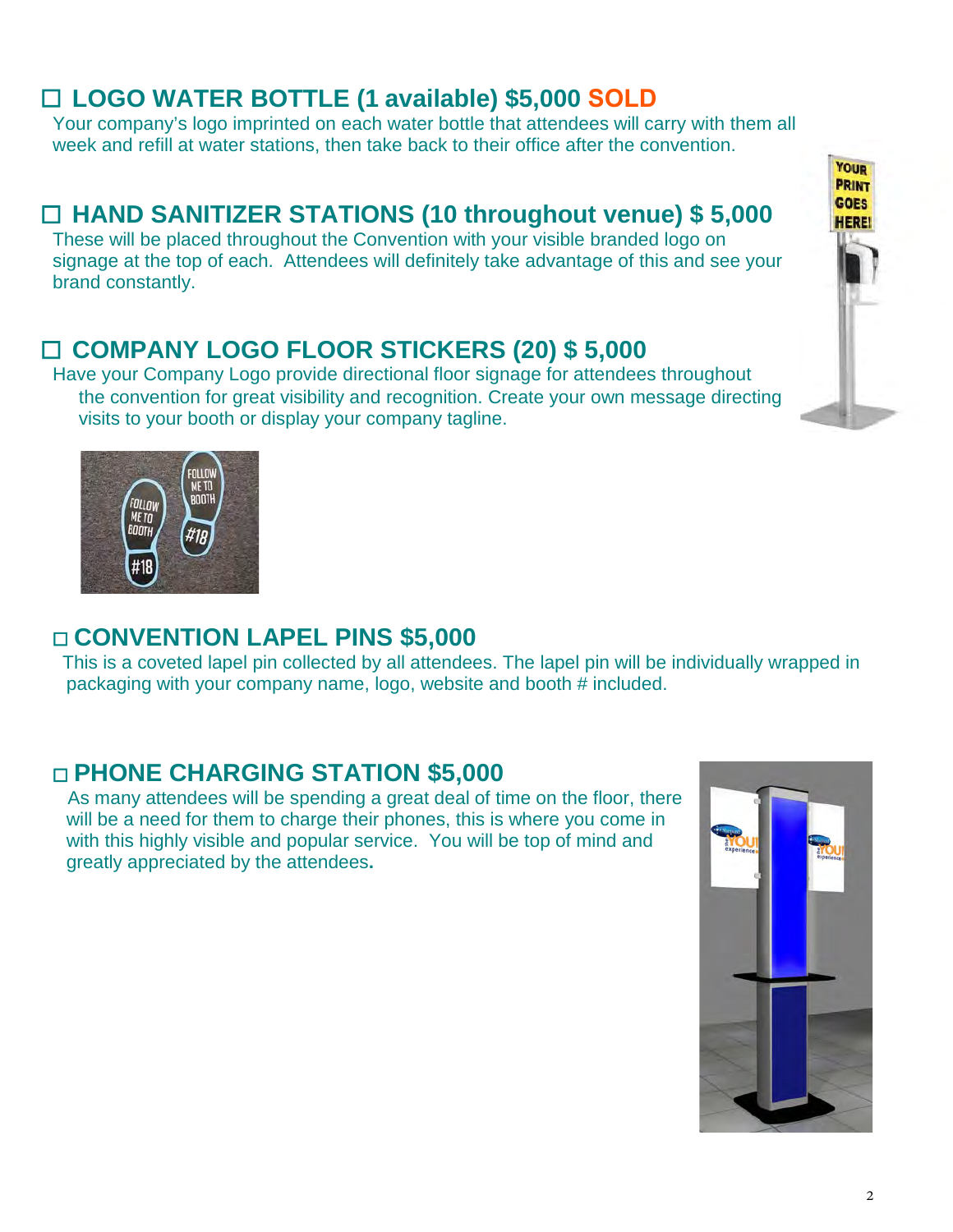## ☐ LOGO WATER BOTTLE (1 available) $5,000 SOLD

Your company's logo imprinted on each water bottle that attendees will carry with them all week and refill at water stations, then take back to their office after the convention.

## ☐ HAND SANITIZER STATIONS (10 throughout venue) $ 5,000

These will be placed throughout the Convention with your visible branded logo on signage at the top of each. Attendees will definitely take advantage of this and see your brand constantly.

## ☐ COMPANY LOGO FLOOR STICKERS (20) $ 5,000

Have your Company Logo provide directional floor signage for attendees throughout the convention for great visibility and recognition. Create your own message directing visits to your booth or display your company tagline.

## ☐ CONVENTION LAPEL PINS $5,000

This is a coveted lapel pin collected by all attendees. The lapel pin will be individually wrapped in packaging with your company name, logo, website and booth # included.

## ☐ PHONE CHARGING STATION $5,000

As many attendees will be spending a great deal of time on the floor, there will be a need for them to charge their phones, this is where you come in with this highly visible and popular service. You will be top of mind and greatly appreciated by the attendees.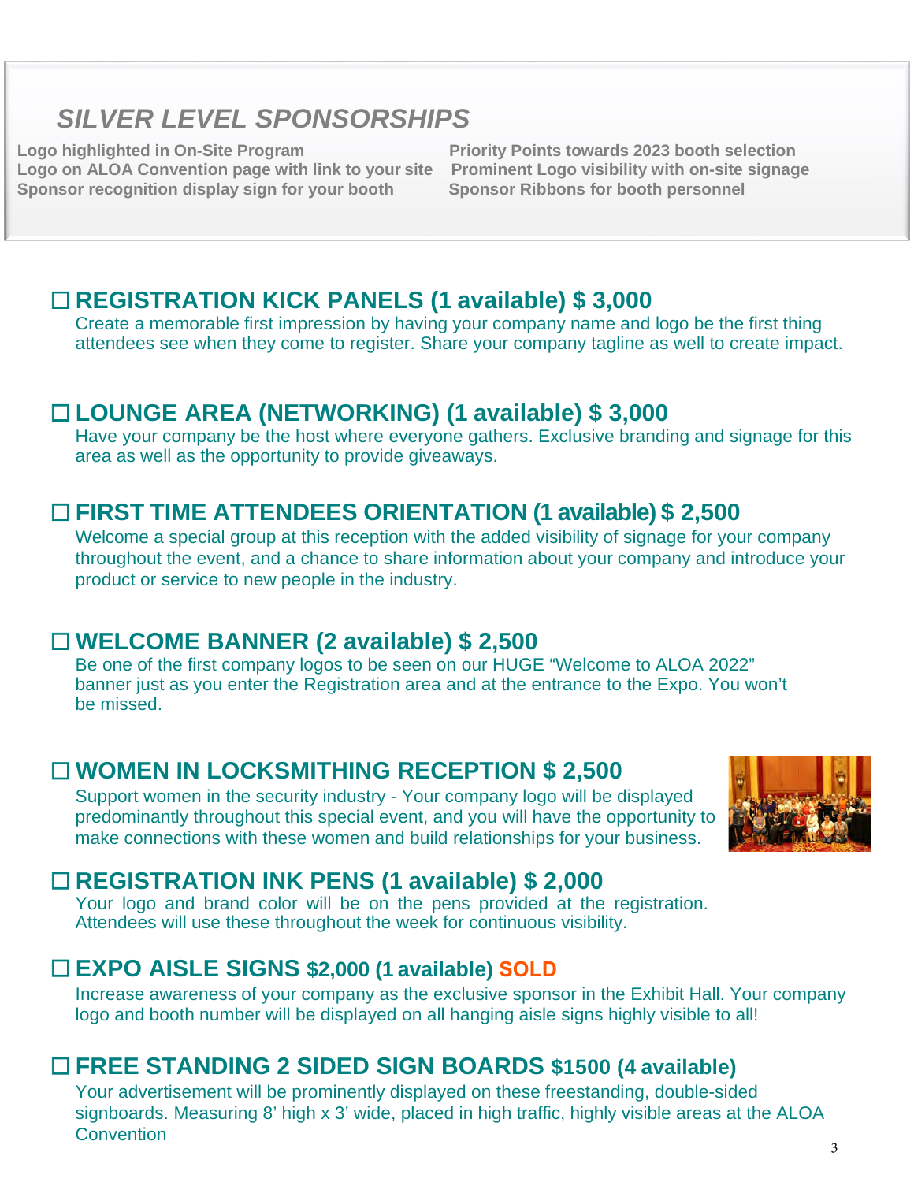## *SILVER LEVEL SPONSORSHIPS*

**Logo highlighted in On-Site Program**
**Logo on ALOA Convention page with link to your site**
**Sponsor recognition display sign for your booth**
**Priority Points towards 2023 booth selection**
**Prominent Logo visibility with on-site signage**
**Sponsor Ribbons for booth personnel**

### ☐ REGISTRATION KICK PANELS (1 available) $ 3,000

Create a memorable first impression by having your company name and logo be the first thing attendees see when they come to register. Share your company tagline as well to create impact.

### ☐ LOUNGE AREA (NETWORKING) (1 available) $ 3,000

Have your company be the host where everyone gathers. Exclusive branding and signage for this area as well as the opportunity to provide giveaways.

### ☐ FIRST TIME ATTENDEES ORIENTATION (1 available) $ 2,500

Welcome a special group at this reception with the added visibility of signage for your company throughout the event, and a chance to share information about your company and introduce your product or service to new people in the industry.

### ☐ WELCOME BANNER (2 available) $ 2,500

Be one of the first company logos to be seen on our HUGE "Welcome to ALOA 2022" banner just as you enter the Registration area and at the entrance to the Expo. You won't be missed.

### ☐ WOMEN IN LOCKSMITHING RECEPTION $ 2,500

Support women in the security industry - Your company logo will be displayed predominantly throughout this special event, and you will have the opportunity to make connections with these women and build relationships for your business.

### ☐ REGISTRATION INK PENS (1 available) $ 2,000

Your logo and brand color will be on the pens provided at the registration. Attendees will use these throughout the week for continuous visibility.

### ☐ EXPO AISLE SIGNS $2,000 (1 available) SOLD

Increase awareness of your company as the exclusive sponsor in the Exhibit Hall. Your company logo and booth number will be displayed on all hanging aisle signs highly visible to all!

### ☐ FREE STANDING 2 SIDED SIGN BOARDS $1500 (4 available)

Your advertisement will be prominently displayed on these freestanding, double-sided signboards. Measuring 8' high x 3' wide, placed in high traffic, highly visible areas at the ALOA Convention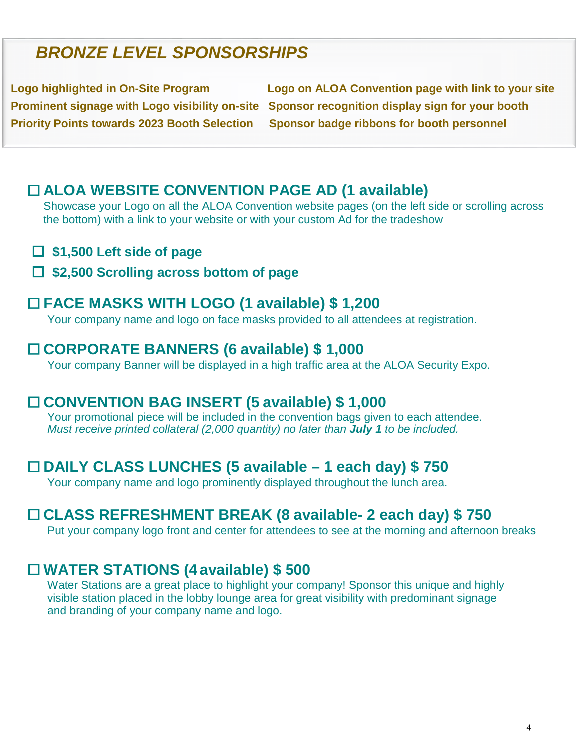## *BRONZE LEVEL SPONSORSHIPS*

**Logo highlighted in On-Site Program**
**Prominent signage with Logo visibility on-site**
**Priority Points towards 2023 Booth Selection**
**Logo on ALOA Convention page with link to your site**
**Sponsor recognition display sign for your booth**
**Sponsor badge ribbons for booth personnel**

### ☐ ALOA WEBSITE CONVENTION PAGE AD (1 available)

Showcase your Logo on all the ALOA Convention website pages (on the left side or scrolling across the bottom) with a link to your website or with your custom Ad for the tradeshow

- ☐ **$1,500 Left side of page**
- ☐ **$2,500 Scrolling across bottom of page**

### ☐ FACE MASKS WITH LOGO (1 available) $ 1,200

Your company name and logo on face masks provided to all attendees at registration.

### ☐ CORPORATE BANNERS (6 available) $ 1,000

Your company Banner will be displayed in a high traffic area at the ALOA Security Expo.

### ☐ CONVENTION BAG INSERT (5 available) $ 1,000

Your promotional piece will be included in the convention bags given to each attendee.
*Must receive printed collateral (2,000 quantity) no later than **July 1** to be included.*

### ☐ DAILY CLASS LUNCHES (5 available – 1 each day) $ 750

Your company name and logo prominently displayed throughout the lunch area.

### ☐ CLASS REFRESHMENT BREAK (8 available- 2 each day) $ 750

Put your company logo front and center for attendees to see at the morning and afternoon breaks

### ☐ WATER STATIONS (4 available) $ 500

Water Stations are a great place to highlight your company! Sponsor this unique and highly visible station placed in the lobby lounge area for great visibility with predominant signage and branding of your company name and logo.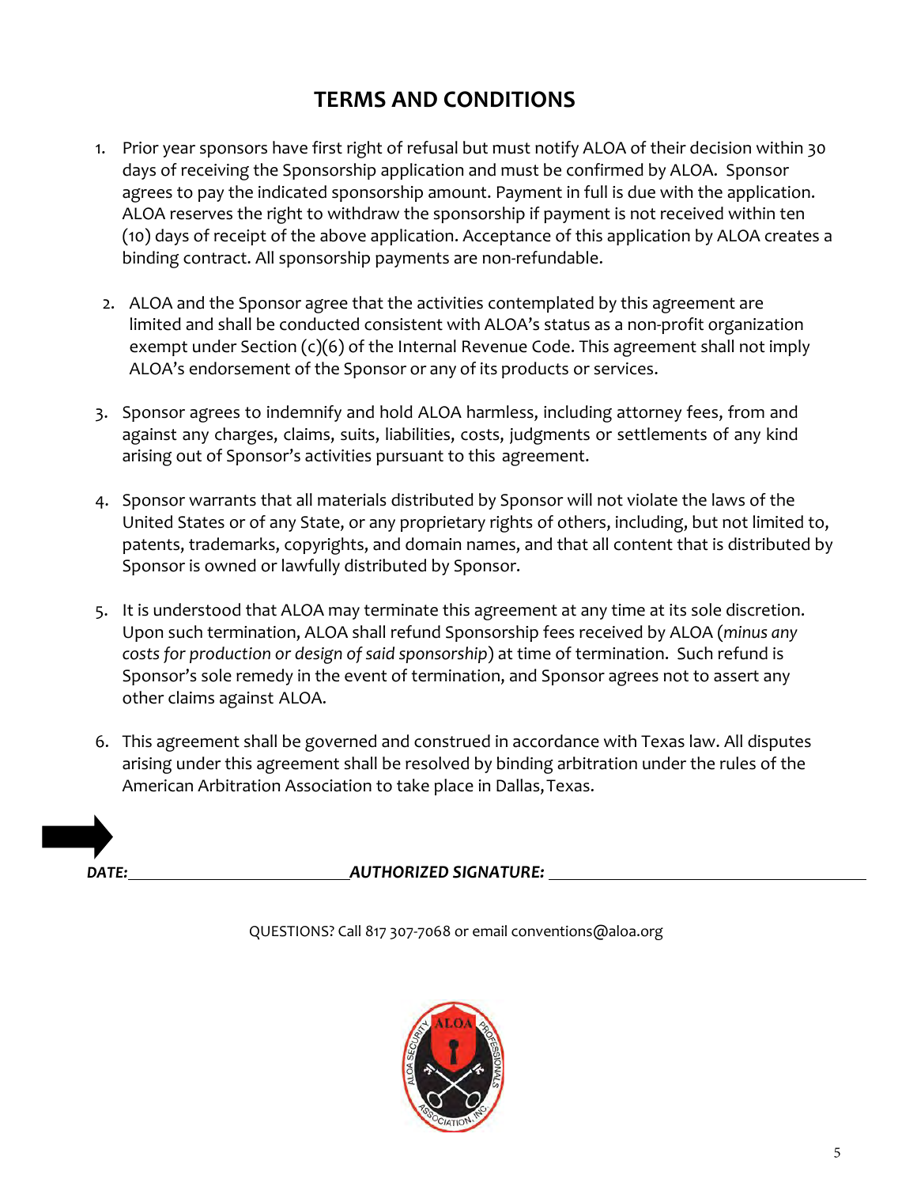## TERMS AND CONDITIONS

1. Prior year sponsors have first right of refusal but must notify ALOA of their decision within 30 days of receiving the Sponsorship application and must be confirmed by ALOA. Sponsor agrees to pay the indicated sponsorship amount. Payment in full is due with the application. ALOA reserves the right to withdraw the sponsorship if payment is not received within ten (10) days of receipt of the above application. Acceptance of this application by ALOA creates a binding contract. All sponsorship payments are non-refundable.

2. ALOA and the Sponsor agree that the activities contemplated by this agreement are limited and shall be conducted consistent with ALOA's status as a non-profit organization exempt under Section (c)(6) of the Internal Revenue Code. This agreement shall not imply ALOA's endorsement of the Sponsor or any of its products or services.

3. Sponsor agrees to indemnify and hold ALOA harmless, including attorney fees, from and against any charges, claims, suits, liabilities, costs, judgments or settlements of any kind arising out of Sponsor's activities pursuant to this agreement.

4. Sponsor warrants that all materials distributed by Sponsor will not violate the laws of the United States or of any State, or any proprietary rights of others, including, but not limited to, patents, trademarks, copyrights, and domain names, and that all content that is distributed by Sponsor is owned or lawfully distributed by Sponsor.

5. It is understood that ALOA may terminate this agreement at any time at its sole discretion. Upon such termination, ALOA shall refund Sponsorship fees received by ALOA (*minus any costs for production or design of said sponsorship*) at time of termination. Such refund is Sponsor's sole remedy in the event of termination, and Sponsor agrees not to assert any other claims against ALOA.

6. This agreement shall be governed and construed in accordance with Texas law. All disputes arising under this agreement shall be resolved by binding arbitration under the rules of the American Arbitration Association to take place in Dallas, Texas.

***DATE:*** ________________________ ***AUTHORIZED SIGNATURE:*** ________________________________

QUESTIONS? Call 817 307-7068 or email conventions@aloa.org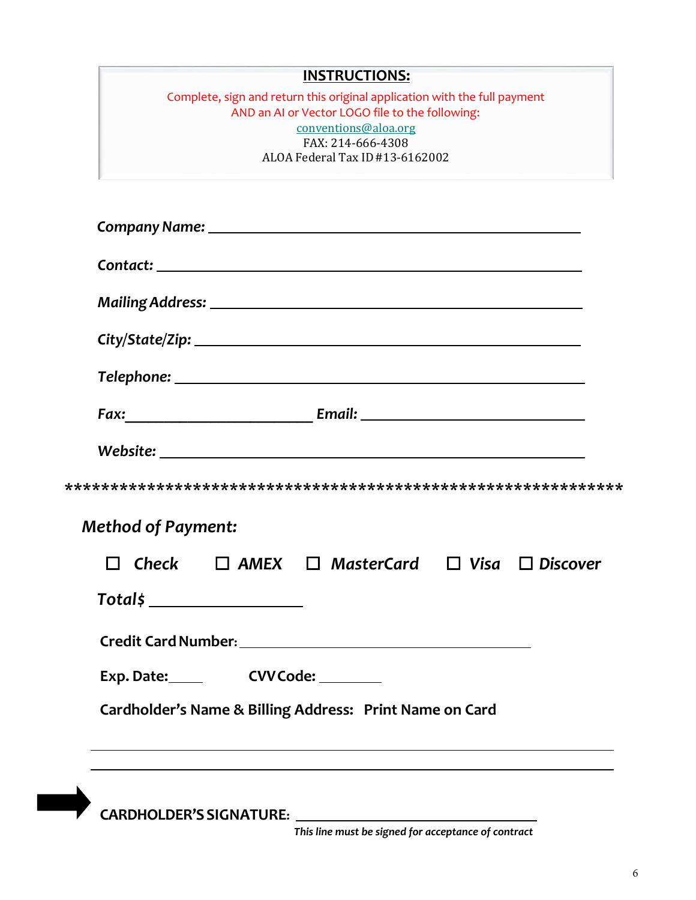**INSTRUCTIONS:**

Complete, sign and return this original application with the full payment AND an AI or Vector LOGO file to the following:

conventions@aloa.org
FAX: 214-666-4308
ALOA Federal Tax ID #13-6162002

***Company Name:*** ________________________________________________

***Contact:*** ________________________________________________

***Mailing Address:*** ________________________________________________

***City/State/Zip:*** ________________________________________________

***Telephone:*** ________________________________________________

***Fax:*** ________________________ ***Email:*** ________________________

***Website:*** ________________________________________________

************************************************************

***Method of Payment:***

☐ ***Check*** ☐ ***AMEX*** ☐ ***MasterCard*** ☐ ***Visa*** ☐ ***Discover***

***Total$*** ____________________

**Credit Card Number:** ________________________________________

**Exp. Date:** _____ **CVV Code:** ________

**Cardholder's Name & Billing Address: Print Name on Card**

________________________________________________________________

________________________________________________________________

**CARDHOLDER'S SIGNATURE:** ________________________________

*This line must be signed for acceptance of contract*